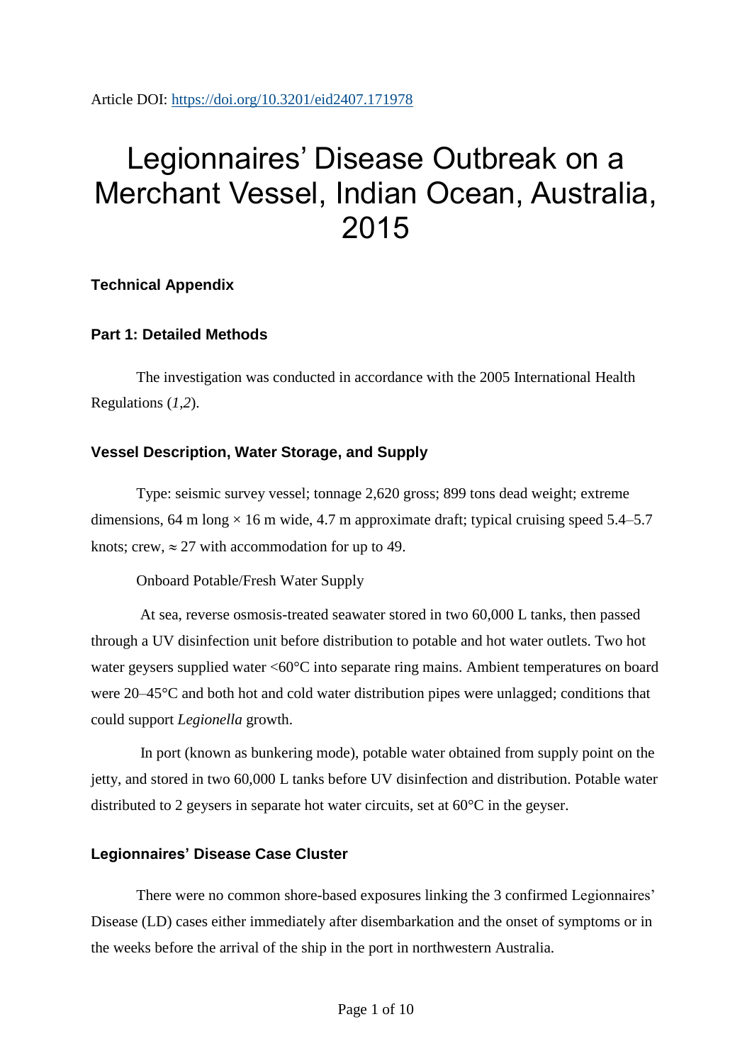Article DOI: https://doi.org/10.3201/eid2407.171978

# Legionnaires' Disease Outbreak on a Merchant Vessel, Indian Ocean, Australia, 2015

## Technical Appendix

### Part 1: Detailed Methods

The investigation was conducted in accordance with the 2005 International Health Regulations (*1*,*2*).

### Vessel Description, Water Storage, and Supply

Type: seismic survey vessel; tonnage 2,620 gross; 899 tons dead weight; extreme dimensions, 64 m long × 16 m wide, 4.7 m approximate draft; typical cruising speed 5.4–5.7 knots; crew, ≈ 27 with accommodation for up to 49.

Onboard Potable/Fresh Water Supply

At sea, reverse osmosis-treated seawater stored in two 60,000 L tanks, then passed through a UV disinfection unit before distribution to potable and hot water outlets. Two hot water geysers supplied water <60°C into separate ring mains. Ambient temperatures on board were 20–45°C and both hot and cold water distribution pipes were unlagged; conditions that could support *Legionella* growth.

In port (known as bunkering mode), potable water obtained from supply point on the jetty, and stored in two 60,000 L tanks before UV disinfection and distribution. Potable water distributed to 2 geysers in separate hot water circuits, set at 60°C in the geyser.

### Legionnaires' Disease Case Cluster

There were no common shore-based exposures linking the 3 confirmed Legionnaires' Disease (LD) cases either immediately after disembarkation and the onset of symptoms or in the weeks before the arrival of the ship in the port in northwestern Australia.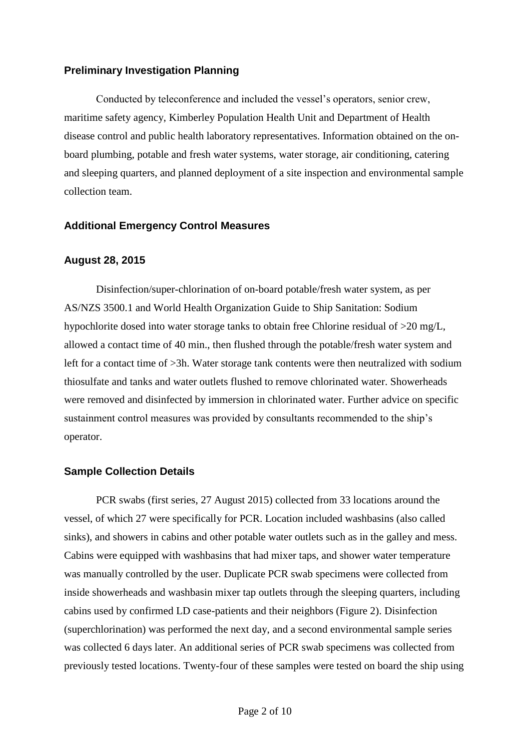## Preliminary Investigation Planning

Conducted by teleconference and included the vessel's operators, senior crew, maritime safety agency, Kimberley Population Health Unit and Department of Health disease control and public health laboratory representatives. Information obtained on the on-board plumbing, potable and fresh water systems, water storage, air conditioning, catering and sleeping quarters, and planned deployment of a site inspection and environmental sample collection team.

## Additional Emergency Control Measures

### August 28, 2015

Disinfection/super-chlorination of on-board potable/fresh water system, as per AS/NZS 3500.1 and World Health Organization Guide to Ship Sanitation: Sodium hypochlorite dosed into water storage tanks to obtain free Chlorine residual of >20 mg/L, allowed a contact time of 40 min., then flushed through the potable/fresh water system and left for a contact time of >3h. Water storage tank contents were then neutralized with sodium thiosulfate and tanks and water outlets flushed to remove chlorinated water. Showerheads were removed and disinfected by immersion in chlorinated water. Further advice on specific sustainment control measures was provided by consultants recommended to the ship's operator.

## Sample Collection Details

PCR swabs (first series, 27 August 2015) collected from 33 locations around the vessel, of which 27 were specifically for PCR. Location included washbasins (also called sinks), and showers in cabins and other potable water outlets such as in the galley and mess. Cabins were equipped with washbasins that had mixer taps, and shower water temperature was manually controlled by the user. Duplicate PCR swab specimens were collected from inside showerheads and washbasin mixer tap outlets through the sleeping quarters, including cabins used by confirmed LD case-patients and their neighbors (Figure 2). Disinfection (superchlorination) was performed the next day, and a second environmental sample series was collected 6 days later. An additional series of PCR swab specimens was collected from previously tested locations. Twenty-four of these samples were tested on board the ship using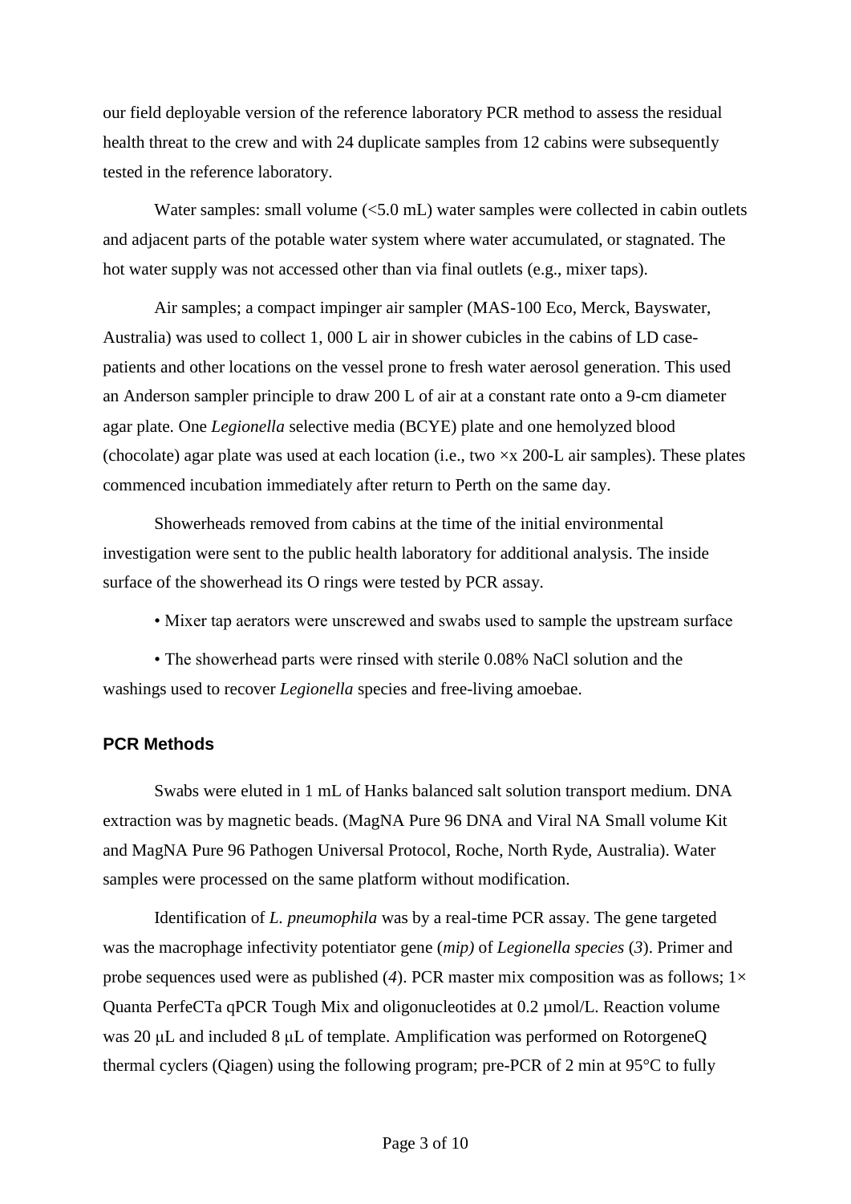our field deployable version of the reference laboratory PCR method to assess the residual health threat to the crew and with 24 duplicate samples from 12 cabins were subsequently tested in the reference laboratory.

Water samples: small volume (<5.0 mL) water samples were collected in cabin outlets and adjacent parts of the potable water system where water accumulated, or stagnated. The hot water supply was not accessed other than via final outlets (e.g., mixer taps).

Air samples; a compact impinger air sampler (MAS-100 Eco, Merck, Bayswater, Australia) was used to collect 1, 000 L air in shower cubicles in the cabins of LD case-patients and other locations on the vessel prone to fresh water aerosol generation. This used an Anderson sampler principle to draw 200 L of air at a constant rate onto a 9-cm diameter agar plate. One *Legionella* selective media (BCYE) plate and one hemolyzed blood (chocolate) agar plate was used at each location (i.e., two ××x 200-L air samples). These plates commenced incubation immediately after return to Perth on the same day.

Showerheads removed from cabins at the time of the initial environmental investigation were sent to the public health laboratory for additional analysis. The inside surface of the showerhead its O rings were tested by PCR assay.

- Mixer tap aerators were unscrewed and swabs used to sample the upstream surface
- The showerhead parts were rinsed with sterile 0.08% NaCl solution and the washings used to recover *Legionella* species and free-living amoebae.

## PCR Methods

Swabs were eluted in 1 mL of Hanks balanced salt solution transport medium. DNA extraction was by magnetic beads. (MagNA Pure 96 DNA and Viral NA Small volume Kit and MagNA Pure 96 Pathogen Universal Protocol, Roche, North Ryde, Australia). Water samples were processed on the same platform without modification.

Identification of *L. pneumophila* was by a real-time PCR assay. The gene targeted was the macrophage infectivity potentiator gene (*mip)* of *Legionella species* (*3*). Primer and probe sequences used were as published (*4*). PCR master mix composition was as follows; 1× Quanta PerfeCTa qPCR Tough Mix and oligonucleotides at 0.2 µmol/L. Reaction volume was 20 µL and included 8 µL of template. Amplification was performed on RotorgeneQ thermal cyclers (Qiagen) using the following program; pre-PCR of 2 min at 95°C to fully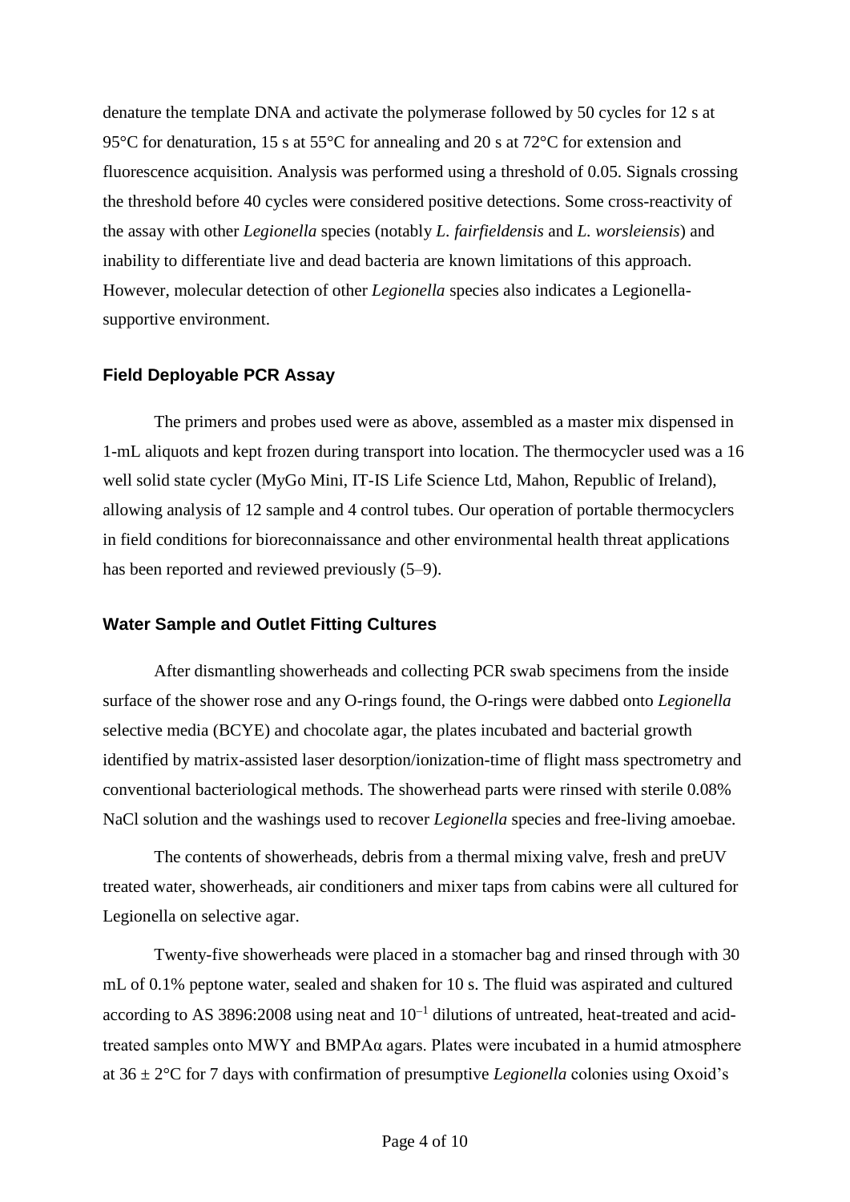denature the template DNA and activate the polymerase followed by 50 cycles for 12 s at 95°C for denaturation, 15 s at 55°C for annealing and 20 s at 72°C for extension and fluorescence acquisition. Analysis was performed using a threshold of 0.05. Signals crossing the threshold before 40 cycles were considered positive detections. Some cross-reactivity of the assay with other *Legionella* species (notably *L. fairfieldensis* and *L. worsleiensis*) and inability to differentiate live and dead bacteria are known limitations of this approach. However, molecular detection of other *Legionella* species also indicates a Legionella-supportive environment.

### Field Deployable PCR Assay

The primers and probes used were as above, assembled as a master mix dispensed in 1-mL aliquots and kept frozen during transport into location. The thermocycler used was a 16 well solid state cycler (MyGo Mini, IT-IS Life Science Ltd, Mahon, Republic of Ireland), allowing analysis of 12 sample and 4 control tubes. Our operation of portable thermocyclers in field conditions for bioreconnaissance and other environmental health threat applications has been reported and reviewed previously (5–9).

### Water Sample and Outlet Fitting Cultures

After dismantling showerheads and collecting PCR swab specimens from the inside surface of the shower rose and any O-rings found, the O-rings were dabbed onto *Legionella* selective media (BCYE) and chocolate agar, the plates incubated and bacterial growth identified by matrix-assisted laser desorption/ionization-time of flight mass spectrometry and conventional bacteriological methods. The showerhead parts were rinsed with sterile 0.08% NaCl solution and the washings used to recover *Legionella* species and free-living amoebae.

The contents of showerheads, debris from a thermal mixing valve, fresh and preUV treated water, showerheads, air conditioners and mixer taps from cabins were all cultured for Legionella on selective agar.

Twenty-five showerheads were placed in a stomacher bag and rinsed through with 30 mL of 0.1% peptone water, sealed and shaken for 10 s. The fluid was aspirated and cultured according to AS 3896:2008 using neat and $10^{-1}$ dilutions of untreated, heat-treated and acid-treated samples onto MWY and BMPAα agars. Plates were incubated in a humid atmosphere at $36 \pm 2$°C for 7 days with confirmation of presumptive *Legionella* colonies using Oxoid's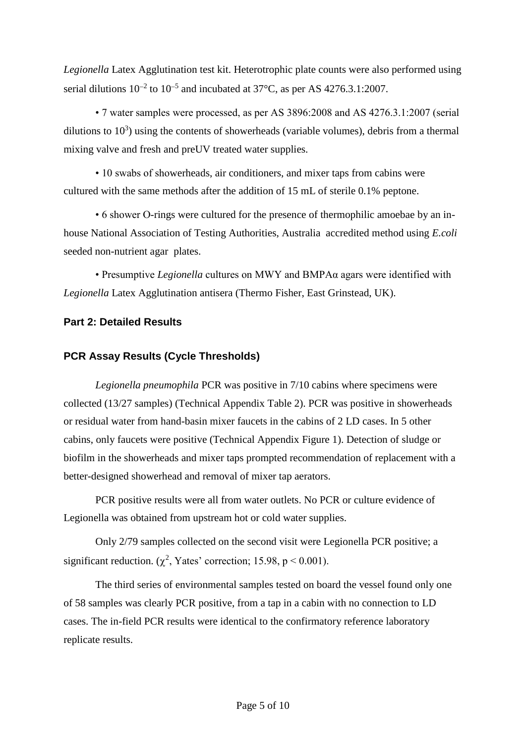*Legionella* Latex Agglutination test kit. Heterotrophic plate counts were also performed using serial dilutions $10^{-2}$ to $10^{-5}$ and incubated at 37°C, as per AS 4276.3.1:2007.

- 7 water samples were processed, as per AS 3896:2008 and AS 4276.3.1:2007 (serial dilutions to $10^{3}$) using the contents of showerheads (variable volumes), debris from a thermal mixing valve and fresh and preUV treated water supplies.

- 10 swabs of showerheads, air conditioners, and mixer taps from cabins were cultured with the same methods after the addition of 15 mL of sterile 0.1% peptone.

- 6 shower O-rings were cultured for the presence of thermophilic amoebae by an in-house National Association of Testing Authorities, Australia accredited method using *E.coli* seeded non-nutrient agar plates.

- Presumptive *Legionella* cultures on MWY and BMPAα agars were identified with *Legionella* Latex Agglutination antisera (Thermo Fisher, East Grinstead, UK).

## Part 2: Detailed Results

### PCR Assay Results (Cycle Thresholds)

*Legionella pneumophila* PCR was positive in 7/10 cabins where specimens were collected (13/27 samples) (Technical Appendix Table 2). PCR was positive in showerheads or residual water from hand-basin mixer faucets in the cabins of 2 LD cases. In 5 other cabins, only faucets were positive (Technical Appendix Figure 1). Detection of sludge or biofilm in the showerheads and mixer taps prompted recommendation of replacement with a better-designed showerhead and removal of mixer tap aerators.

PCR positive results were all from water outlets. No PCR or culture evidence of Legionella was obtained from upstream hot or cold water supplies.

Only 2/79 samples collected on the second visit were Legionella PCR positive; a significant reduction. ($\chi^2$, Yates' correction; 15.98, $p < 0.001$).

The third series of environmental samples tested on board the vessel found only one of 58 samples was clearly PCR positive, from a tap in a cabin with no connection to LD cases. The in-field PCR results were identical to the confirmatory reference laboratory replicate results.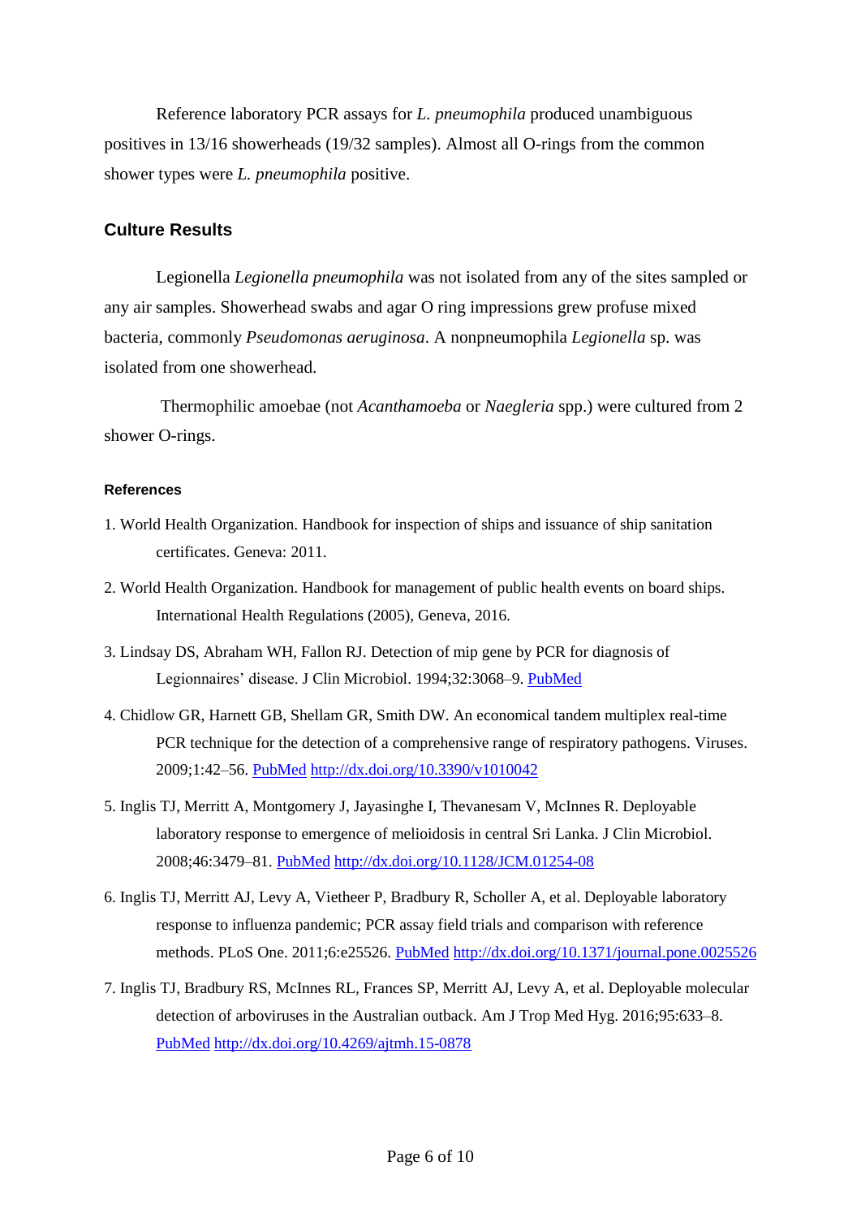Reference laboratory PCR assays for *L. pneumophila* produced unambiguous positives in 13/16 showerheads (19/32 samples). Almost all O-rings from the common shower types were *L. pneumophila* positive.

## Culture Results

Legionella *Legionella pneumophila* was not isolated from any of the sites sampled or any air samples. Showerhead swabs and agar O ring impressions grew profuse mixed bacteria, commonly *Pseudomonas aeruginosa*. A nonpneumophila *Legionella* sp. was isolated from one showerhead.

Thermophilic amoebae (not *Acanthamoeba* or *Naegleria* spp.) were cultured from 2 shower O-rings.

#### References

1. World Health Organization. Handbook for inspection of ships and issuance of ship sanitation certificates. Geneva: 2011.
2. World Health Organization. Handbook for management of public health events on board ships. International Health Regulations (2005), Geneva, 2016.
3. Lindsay DS, Abraham WH, Fallon RJ. Detection of mip gene by PCR for diagnosis of Legionnaires' disease. J Clin Microbiol. 1994;32:3068–9. PubMed
4. Chidlow GR, Harnett GB, Shellam GR, Smith DW. An economical tandem multiplex real-time PCR technique for the detection of a comprehensive range of respiratory pathogens. Viruses. 2009;1:42–56. PubMed http://dx.doi.org/10.3390/v1010042
5. Inglis TJ, Merritt A, Montgomery J, Jayasinghe I, Thevanesam V, McInnes R. Deployable laboratory response to emergence of melioidosis in central Sri Lanka. J Clin Microbiol. 2008;46:3479–81. PubMed http://dx.doi.org/10.1128/JCM.01254-08
6. Inglis TJ, Merritt AJ, Levy A, Vietheer P, Bradbury R, Scholler A, et al. Deployable laboratory response to influenza pandemic; PCR assay field trials and comparison with reference methods. PLoS One. 2011;6:e25526. PubMed http://dx.doi.org/10.1371/journal.pone.0025526
7. Inglis TJ, Bradbury RS, McInnes RL, Frances SP, Merritt AJ, Levy A, et al. Deployable molecular detection of arboviruses in the Australian outback. Am J Trop Med Hyg. 2016;95:633–8. PubMed http://dx.doi.org/10.4269/ajtmh.15-0878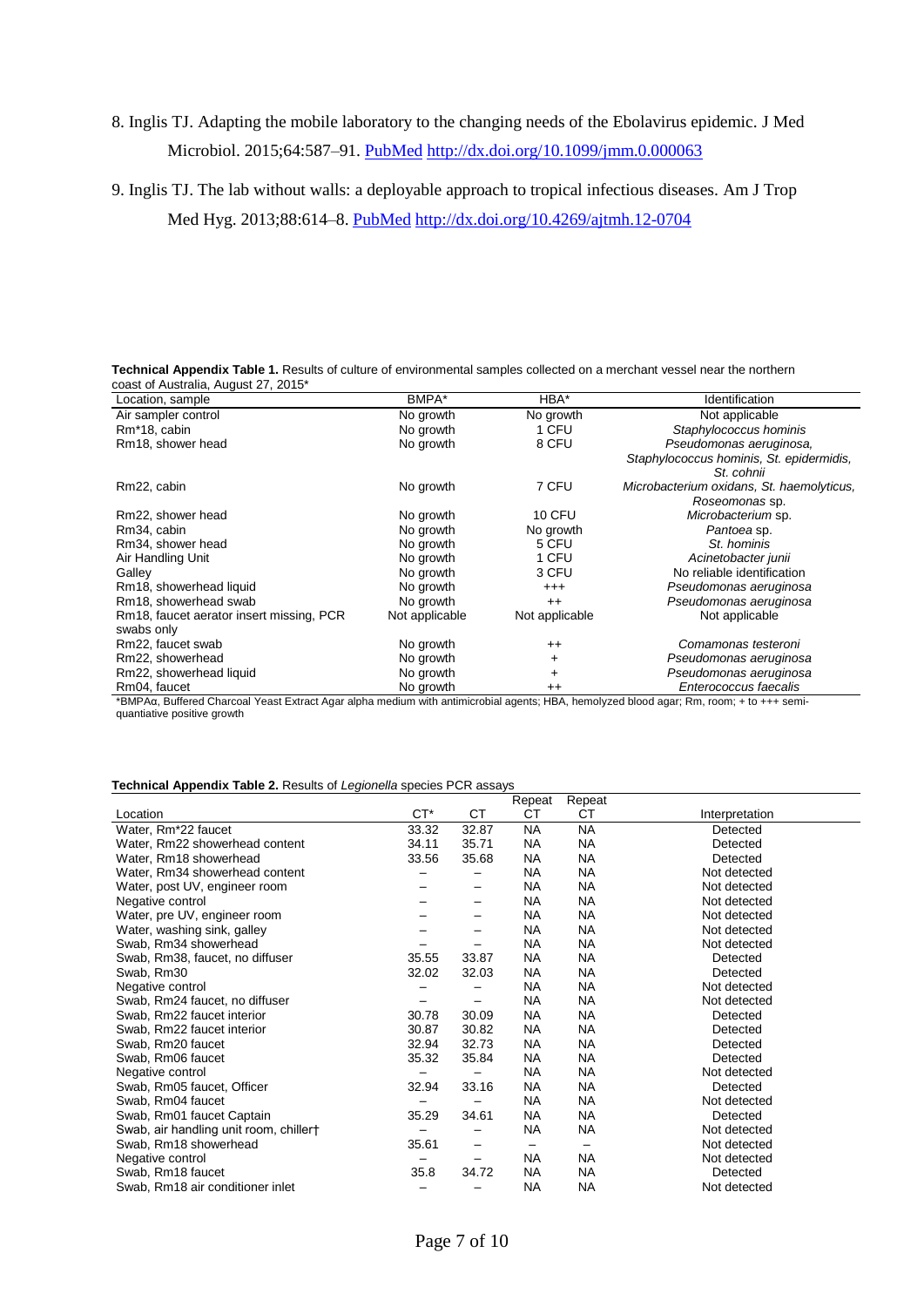8. Inglis TJ. Adapting the mobile laboratory to the changing needs of the Ebolavirus epidemic. J Med Microbiol. 2015;64:587–91. PubMed http://dx.doi.org/10.1099/jmm.0.000063

9. Inglis TJ. The lab without walls: a deployable approach to tropical infectious diseases. Am J Trop Med Hyg. 2013;88:614–8. PubMed http://dx.doi.org/10.4269/ajtmh.12-0704

**Technical Appendix Table 1.** Results of culture of environmental samples collected on a merchant vessel near the northern coast of Australia, August 27, 2015*

| Location, sample | BMPA* | HBA* | Identification |
|---|---|---|---|
| Air sampler control | No growth | No growth | Not applicable |
| Rm*18, cabin | No growth | 1 CFU | *Staphylococcus hominis* |
| Rm18, shower head | No growth | 8 CFU | *Pseudomonas aeruginosa, Staphylococcus hominis, St. epidermidis, St. cohnii* |
| Rm22, cabin | No growth | 7 CFU | *Microbacterium oxidans, St. haemolyticus, Roseomonas* sp. |
| Rm22, shower head | No growth | 10 CFU | *Microbacterium* sp. |
| Rm34, cabin | No growth | No growth | *Pantoea* sp. |
| Rm34, shower head | No growth | 5 CFU | *St. hominis* |
| Air Handling Unit | No growth | 1 CFU | *Acinetobacter junii* |
| Galley | No growth | 3 CFU | No reliable identification |
| Rm18, showerhead liquid | No growth | +++ | *Pseudomonas aeruginosa* |
| Rm18, showerhead swab | No growth | ++ | *Pseudomonas aeruginosa* |
| Rm18, faucet aerator insert missing, PCR swabs only | Not applicable | Not applicable | Not applicable |
| Rm22, faucet swab | No growth | ++ | *Comamonas testeroni* |
| Rm22, showerhead | No growth | + | *Pseudomonas aeruginosa* |
| Rm22, showerhead liquid | No growth | + | *Pseudomonas aeruginosa* |
| Rm04, faucet | No growth | ++ | *Enterococcus faecalis* |

*BMPAα, Buffered Charcoal Yeast Extract Agar alpha medium with antimicrobial agents; HBA, hemolyzed blood agar; Rm, room; + to +++ semi-quantiative positive growth

**Technical Appendix Table 2.** Results of *Legionella* species PCR assays

| Location | CT* | CT | Repeat CT | Repeat CT | Interpretation |
|---|---|---|---|---|---|
| Water, Rm*22 faucet | 33.32 | 32.87 | NA | NA | Detected |
| Water, Rm22 showerhead content | 34.11 | 35.71 | NA | NA | Detected |
| Water, Rm18 showerhead | 33.56 | 35.68 | NA | NA | Detected |
| Water, Rm34 showerhead content | – | – | NA | NA | Not detected |
| Water, post UV, engineer room | – | – | NA | NA | Not detected |
| Negative control | – | – | NA | NA | Not detected |
| Water, pre UV, engineer room | – | – | NA | NA | Not detected |
| Water, washing sink, galley | – | – | NA | NA | Not detected |
| Swab, Rm34 showerhead | – | – | NA | NA | Not detected |
| Swab, Rm38, faucet, no diffuser | 35.55 | 33.87 | NA | NA | Detected |
| Swab, Rm30 | 32.02 | 32.03 | NA | NA | Detected |
| Negative control | – | – | NA | NA | Not detected |
| Swab, Rm24 faucet, no diffuser | – | – | NA | NA | Not detected |
| Swab, Rm22 faucet interior | 30.78 | 30.09 | NA | NA | Detected |
| Swab, Rm22 faucet interior | 30.87 | 30.82 | NA | NA | Detected |
| Swab, Rm20 faucet | 32.94 | 32.73 | NA | NA | Detected |
| Swab, Rm06 faucet | 35.32 | 35.84 | NA | NA | Detected |
| Negative control | – | – | NA | NA | Not detected |
| Swab, Rm05 faucet, Officer | 32.94 | 33.16 | NA | NA | Detected |
| Swab, Rm04 faucet | – | – | NA | NA | Not detected |
| Swab, Rm01 faucet Captain | 35.29 | 34.61 | NA | NA | Detected |
| Swab, air handling unit room, chiller† | – | – | NA | NA | Not detected |
| Swab, Rm18 showerhead | 35.61 | – | – | – | Not detected |
| Negative control | – | – | NA | NA | Not detected |
| Swab, Rm18 faucet | 35.8 | 34.72 | NA | NA | Detected |
| Swab, Rm18 air conditioner inlet | – | – | NA | NA | Not detected |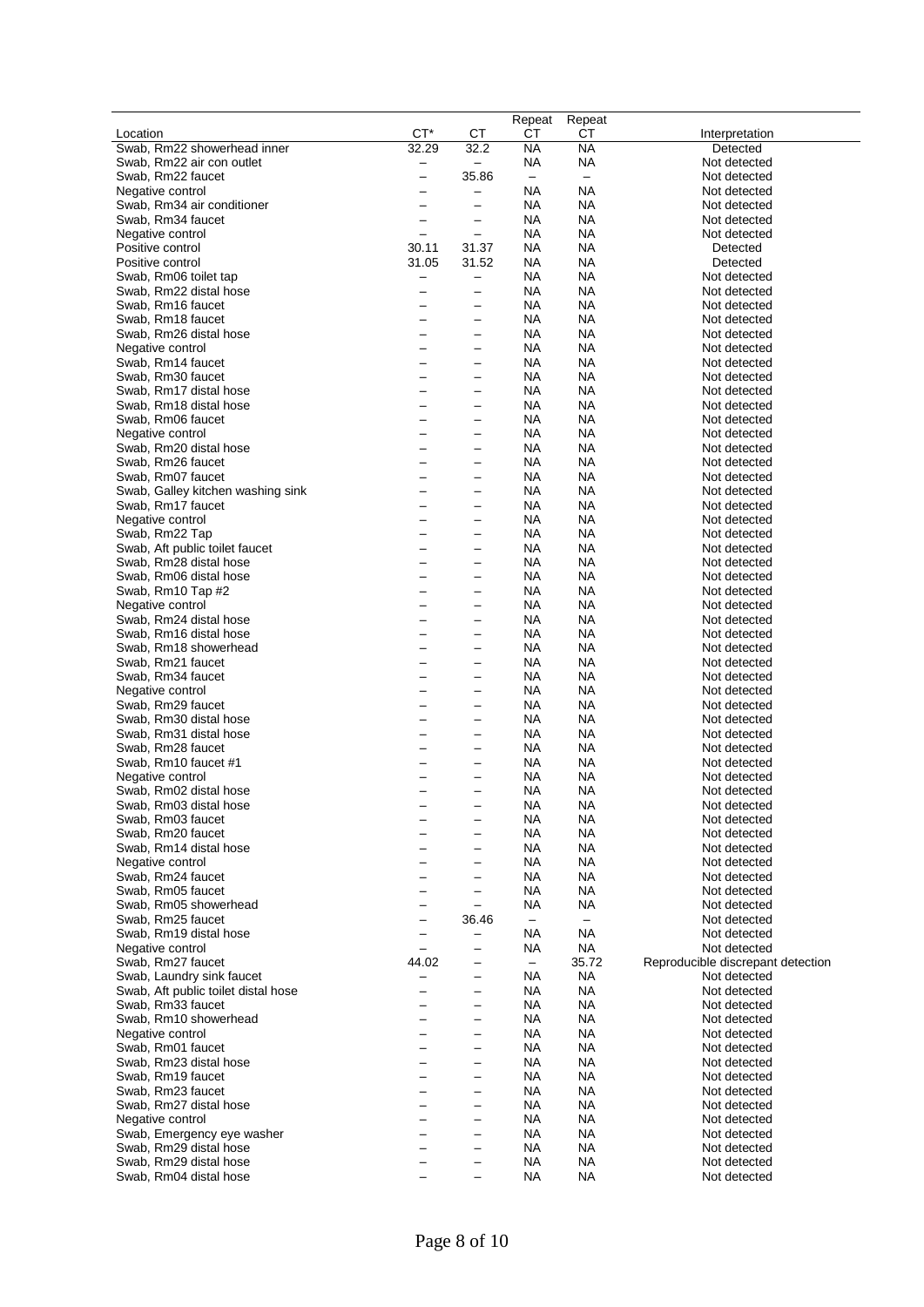| Location | CT* | CT | Repeat CT | Repeat CT | Interpretation |
|---|---|---|---|---|---|
| Swab, Rm22 showerhead inner | 32.29 | 32.2 | NA | NA | Detected |
| Swab, Rm22 air con outlet | – | – | NA | NA | Not detected |
| Swab, Rm22 faucet | – | 35.86 | – | – | Not detected |
| Negative control | – | – | NA | NA | Not detected |
| Swab, Rm34 air conditioner | – | – | NA | NA | Not detected |
| Swab, Rm34 faucet | – | – | NA | NA | Not detected |
| Negative control | – | – | NA | NA | Not detected |
| Positive control | 30.11 | 31.37 | NA | NA | Detected |
| Positive control | 31.05 | 31.52 | NA | NA | Detected |
| Swab, Rm06 toilet tap | – | – | NA | NA | Not detected |
| Swab, Rm22 distal hose | – | – | NA | NA | Not detected |
| Swab, Rm16 faucet | – | – | NA | NA | Not detected |
| Swab, Rm18 faucet | – | – | NA | NA | Not detected |
| Swab, Rm26 distal hose | – | – | NA | NA | Not detected |
| Negative control | – | – | NA | NA | Not detected |
| Swab, Rm14 faucet | – | – | NA | NA | Not detected |
| Swab, Rm30 faucet | – | – | NA | NA | Not detected |
| Swab, Rm17 distal hose | – | – | NA | NA | Not detected |
| Swab, Rm18 distal hose | – | – | NA | NA | Not detected |
| Swab, Rm06 faucet | – | – | NA | NA | Not detected |
| Negative control | – | – | NA | NA | Not detected |
| Swab, Rm20 distal hose | – | – | NA | NA | Not detected |
| Swab, Rm26 faucet | – | – | NA | NA | Not detected |
| Swab, Rm07 faucet | – | – | NA | NA | Not detected |
| Swab, Galley kitchen washing sink | – | – | NA | NA | Not detected |
| Swab, Rm17 faucet | – | – | NA | NA | Not detected |
| Negative control | – | – | NA | NA | Not detected |
| Swab, Rm22 Tap | – | – | NA | NA | Not detected |
| Swab, Aft public toilet faucet | – | – | NA | NA | Not detected |
| Swab, Rm28 distal hose | – | – | NA | NA | Not detected |
| Swab, Rm06 distal hose | – | – | NA | NA | Not detected |
| Swab, Rm10 Tap #2 | – | – | NA | NA | Not detected |
| Negative control | – | – | NA | NA | Not detected |
| Swab, Rm24 distal hose | – | – | NA | NA | Not detected |
| Swab, Rm16 distal hose | – | – | NA | NA | Not detected |
| Swab, Rm18 showerhead | – | – | NA | NA | Not detected |
| Swab, Rm21 faucet | – | – | NA | NA | Not detected |
| Swab, Rm34 faucet | – | – | NA | NA | Not detected |
| Negative control | – | – | NA | NA | Not detected |
| Swab, Rm29 faucet | – | – | NA | NA | Not detected |
| Swab, Rm30 distal hose | – | – | NA | NA | Not detected |
| Swab, Rm31 distal hose | – | – | NA | NA | Not detected |
| Swab, Rm28 faucet | – | – | NA | NA | Not detected |
| Swab, Rm10 faucet #1 | – | – | NA | NA | Not detected |
| Negative control | – | – | NA | NA | Not detected |
| Swab, Rm02 distal hose | – | – | NA | NA | Not detected |
| Swab, Rm03 distal hose | – | – | NA | NA | Not detected |
| Swab, Rm03 faucet | – | – | NA | NA | Not detected |
| Swab, Rm20 faucet | – | – | NA | NA | Not detected |
| Swab, Rm14 distal hose | – | – | NA | NA | Not detected |
| Negative control | – | – | NA | NA | Not detected |
| Swab, Rm24 faucet | – | – | NA | NA | Not detected |
| Swab, Rm05 faucet | – | – | NA | NA | Not detected |
| Swab, Rm05 showerhead | – | – | NA | NA | Not detected |
| Swab, Rm25 faucet | – | 36.46 | – | – | Not detected |
| Swab, Rm19 distal hose | – | – | NA | NA | Not detected |
| Negative control | – | – | NA | NA | Not detected |
| Swab, Rm27 faucet | 44.02 | – | – | 35.72 | Reproducible discrepant detection |
| Swab, Laundry sink faucet | – | – | NA | NA | Not detected |
| Swab, Aft public toilet distal hose | – | – | NA | NA | Not detected |
| Swab, Rm33 faucet | – | – | NA | NA | Not detected |
| Swab, Rm10 showerhead | – | – | NA | NA | Not detected |
| Negative control | – | – | NA | NA | Not detected |
| Swab, Rm01 faucet | – | – | NA | NA | Not detected |
| Swab, Rm23 distal hose | – | – | NA | NA | Not detected |
| Swab, Rm19 faucet | – | – | NA | NA | Not detected |
| Swab, Rm23 faucet | – | – | NA | NA | Not detected |
| Swab, Rm27 distal hose | – | – | NA | NA | Not detected |
| Negative control | – | – | NA | NA | Not detected |
| Swab, Emergency eye washer | – | – | NA | NA | Not detected |
| Swab, Rm29 distal hose | – | – | NA | NA | Not detected |
| Swab, Rm29 distal hose | – | – | NA | NA | Not detected |
| Swab, Rm04 distal hose | – | – | NA | NA | Not detected |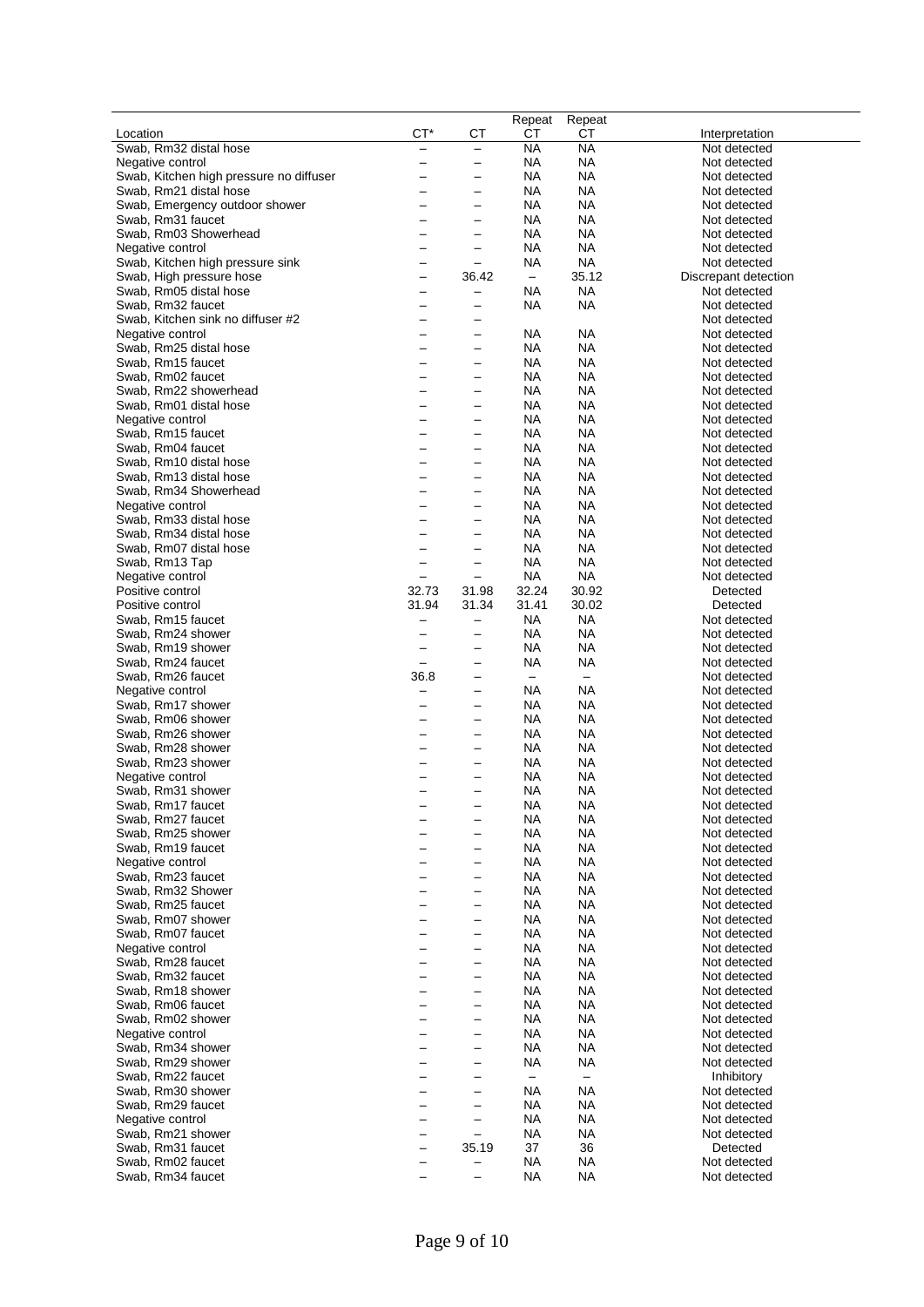| Location | CT* | CT | Repeat CT | Repeat CT | Interpretation |
|---|---|---|---|---|---|
| Swab, Rm32 distal hose | – | – | NA | NA | Not detected |
| Negative control | – | – | NA | NA | Not detected |
| Swab, Kitchen high pressure no diffuser | – | – | NA | NA | Not detected |
| Swab, Rm21 distal hose | – | – | NA | NA | Not detected |
| Swab, Emergency outdoor shower | – | – | NA | NA | Not detected |
| Swab, Rm31 faucet | – | – | NA | NA | Not detected |
| Swab, Rm03 Showerhead | – | – | NA | NA | Not detected |
| Negative control | – | – | NA | NA | Not detected |
| Swab, Kitchen high pressure sink | – | – | NA | NA | Not detected |
| Swab, High pressure hose | – | 36.42 | – | 35.12 | Discrepant detection |
| Swab, Rm05 distal hose | – | – | NA | NA | Not detected |
| Swab, Rm32 faucet | – | – | NA | NA | Not detected |
| Swab, Kitchen sink no diffuser #2 | – | – | | | Not detected |
| Negative control | – | – | NA | NA | Not detected |
| Swab, Rm25 distal hose | – | – | NA | NA | Not detected |
| Swab, Rm15 faucet | – | – | NA | NA | Not detected |
| Swab, Rm02 faucet | – | – | NA | NA | Not detected |
| Swab, Rm22 showerhead | – | – | NA | NA | Not detected |
| Swab, Rm01 distal hose | – | – | NA | NA | Not detected |
| Negative control | – | – | NA | NA | Not detected |
| Swab, Rm15 faucet | – | – | NA | NA | Not detected |
| Swab, Rm04 faucet | – | – | NA | NA | Not detected |
| Swab, Rm10 distal hose | – | – | NA | NA | Not detected |
| Swab, Rm13 distal hose | – | – | NA | NA | Not detected |
| Swab, Rm34 Showerhead | – | – | NA | NA | Not detected |
| Negative control | – | – | NA | NA | Not detected |
| Swab, Rm33 distal hose | – | – | NA | NA | Not detected |
| Swab, Rm34 distal hose | – | – | NA | NA | Not detected |
| Swab, Rm07 distal hose | – | – | NA | NA | Not detected |
| Swab, Rm13 Tap | – | – | NA | NA | Not detected |
| Negative control | – | – | NA | NA | Not detected |
| Positive control | 32.73 | 31.98 | 32.24 | 30.92 | Detected |
| Positive control | 31.94 | 31.34 | 31.41 | 30.02 | Detected |
| Swab, Rm15 faucet | – | – | NA | NA | Not detected |
| Swab, Rm24 shower | – | – | NA | NA | Not detected |
| Swab, Rm19 shower | – | – | NA | NA | Not detected |
| Swab, Rm24 faucet | – | – | NA | NA | Not detected |
| Swab, Rm26 faucet | 36.8 | – | – | – | Not detected |
| Negative control | – | – | NA | NA | Not detected |
| Swab, Rm17 shower | – | – | NA | NA | Not detected |
| Swab, Rm06 shower | – | – | NA | NA | Not detected |
| Swab, Rm26 shower | – | – | NA | NA | Not detected |
| Swab, Rm28 shower | – | – | NA | NA | Not detected |
| Swab, Rm23 shower | – | – | NA | NA | Not detected |
| Negative control | – | – | NA | NA | Not detected |
| Swab, Rm31 shower | – | – | NA | NA | Not detected |
| Swab, Rm17 faucet | – | – | NA | NA | Not detected |
| Swab, Rm27 faucet | – | – | NA | NA | Not detected |
| Swab, Rm25 shower | – | – | NA | NA | Not detected |
| Swab, Rm19 faucet | – | – | NA | NA | Not detected |
| Negative control | – | – | NA | NA | Not detected |
| Swab, Rm23 faucet | – | – | NA | NA | Not detected |
| Swab, Rm32 Shower | – | – | NA | NA | Not detected |
| Swab, Rm25 faucet | – | – | NA | NA | Not detected |
| Swab, Rm07 shower | – | – | NA | NA | Not detected |
| Swab, Rm07 faucet | – | – | NA | NA | Not detected |
| Negative control | – | – | NA | NA | Not detected |
| Swab, Rm28 faucet | – | – | NA | NA | Not detected |
| Swab, Rm32 faucet | – | – | NA | NA | Not detected |
| Swab, Rm18 shower | – | – | NA | NA | Not detected |
| Swab, Rm06 faucet | – | – | NA | NA | Not detected |
| Swab, Rm02 shower | – | – | NA | NA | Not detected |
| Negative control | – | – | NA | NA | Not detected |
| Swab, Rm34 shower | – | – | NA | NA | Not detected |
| Swab, Rm29 shower | – | – | NA | NA | Not detected |
| Swab, Rm22 faucet | – | – | – | – | Inhibitory |
| Swab, Rm30 shower | – | – | NA | NA | Not detected |
| Swab, Rm29 faucet | – | – | NA | NA | Not detected |
| Negative control | – | – | NA | NA | Not detected |
| Swab, Rm21 shower | – | – | NA | NA | Not detected |
| Swab, Rm31 faucet | – | 35.19 | 37 | 36 | Detected |
| Swab, Rm02 faucet | – | – | NA | NA | Not detected |
| Swab, Rm34 faucet | – | – | NA | NA | Not detected |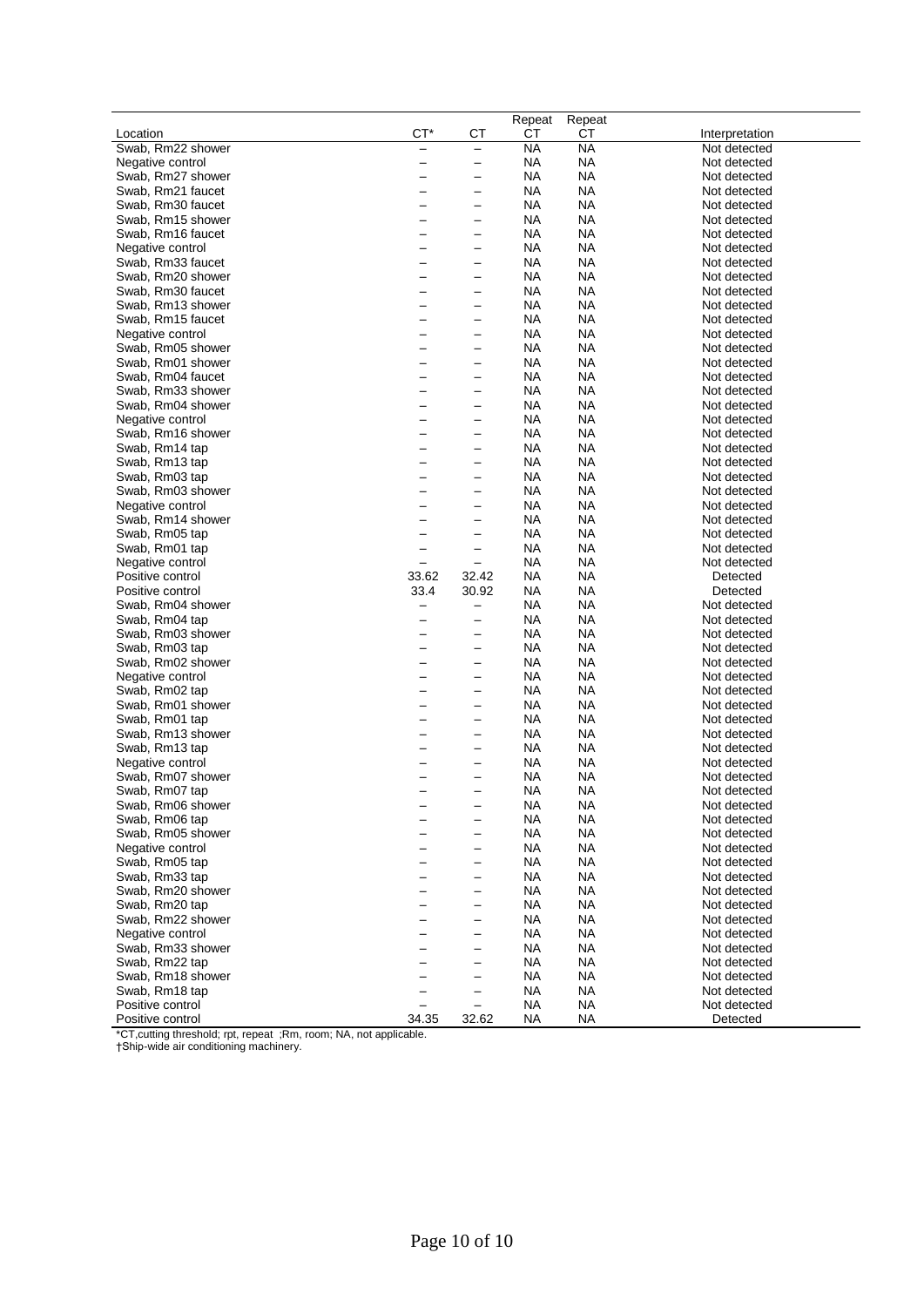| Location | CT* | CT | Repeat CT | Repeat CT | Interpretation |
|---|---|---|---|---|---|
| Swab, Rm22 shower | – | – | NA | NA | Not detected |
| Negative control | – | – | NA | NA | Not detected |
| Swab, Rm27 shower | – | – | NA | NA | Not detected |
| Swab, Rm21 faucet | – | – | NA | NA | Not detected |
| Swab, Rm30 faucet | – | – | NA | NA | Not detected |
| Swab, Rm15 shower | – | – | NA | NA | Not detected |
| Swab, Rm16 faucet | – | – | NA | NA | Not detected |
| Negative control | – | – | NA | NA | Not detected |
| Swab, Rm33 faucet | – | – | NA | NA | Not detected |
| Swab, Rm20 shower | – | – | NA | NA | Not detected |
| Swab, Rm30 faucet | – | – | NA | NA | Not detected |
| Swab, Rm13 shower | – | – | NA | NA | Not detected |
| Swab, Rm15 faucet | – | – | NA | NA | Not detected |
| Negative control | – | – | NA | NA | Not detected |
| Swab, Rm05 shower | – | – | NA | NA | Not detected |
| Swab, Rm01 shower | – | – | NA | NA | Not detected |
| Swab, Rm04 faucet | – | – | NA | NA | Not detected |
| Swab, Rm33 shower | – | – | NA | NA | Not detected |
| Swab, Rm04 shower | – | – | NA | NA | Not detected |
| Negative control | – | – | NA | NA | Not detected |
| Swab, Rm16 shower | – | – | NA | NA | Not detected |
| Swab, Rm14 tap | – | – | NA | NA | Not detected |
| Swab, Rm13 tap | – | – | NA | NA | Not detected |
| Swab, Rm03 tap | – | – | NA | NA | Not detected |
| Swab, Rm03 shower | – | – | NA | NA | Not detected |
| Negative control | – | – | NA | NA | Not detected |
| Swab, Rm14 shower | – | – | NA | NA | Not detected |
| Swab, Rm05 tap | – | – | NA | NA | Not detected |
| Swab, Rm01 tap | – | – | NA | NA | Not detected |
| Negative control | – | – | NA | NA | Not detected |
| Positive control | 33.62 | 32.42 | NA | NA | Detected |
| Positive control | 33.4 | 30.92 | NA | NA | Detected |
| Swab, Rm04 shower | – | – | NA | NA | Not detected |
| Swab, Rm04 tap | – | – | NA | NA | Not detected |
| Swab, Rm03 shower | – | – | NA | NA | Not detected |
| Swab, Rm03 tap | – | – | NA | NA | Not detected |
| Swab, Rm02 shower | – | – | NA | NA | Not detected |
| Negative control | – | – | NA | NA | Not detected |
| Swab, Rm02 tap | – | – | NA | NA | Not detected |
| Swab, Rm01 shower | – | – | NA | NA | Not detected |
| Swab, Rm01 tap | – | – | NA | NA | Not detected |
| Swab, Rm13 shower | – | – | NA | NA | Not detected |
| Swab, Rm13 tap | – | – | NA | NA | Not detected |
| Negative control | – | – | NA | NA | Not detected |
| Swab, Rm07 shower | – | – | NA | NA | Not detected |
| Swab, Rm07 tap | – | – | NA | NA | Not detected |
| Swab, Rm06 shower | – | – | NA | NA | Not detected |
| Swab, Rm06 tap | – | – | NA | NA | Not detected |
| Swab, Rm05 shower | – | – | NA | NA | Not detected |
| Negative control | – | – | NA | NA | Not detected |
| Swab, Rm05 tap | – | – | NA | NA | Not detected |
| Swab, Rm33 tap | – | – | NA | NA | Not detected |
| Swab, Rm20 shower | – | – | NA | NA | Not detected |
| Swab, Rm20 tap | – | – | NA | NA | Not detected |
| Swab, Rm22 shower | – | – | NA | NA | Not detected |
| Negative control | – | – | NA | NA | Not detected |
| Swab, Rm33 shower | – | – | NA | NA | Not detected |
| Swab, Rm22 tap | – | – | NA | NA | Not detected |
| Swab, Rm18 shower | – | – | NA | NA | Not detected |
| Swab, Rm18 tap | – | – | NA | NA | Not detected |
| Positive control | – | – | NA | NA | Not detected |
| Positive control | 34.35 | 32.62 | NA | NA | Detected |

*CT,cutting threshold; rpt, repeat ;Rm, room; NA, not applicable.
†Ship-wide air conditioning machinery.